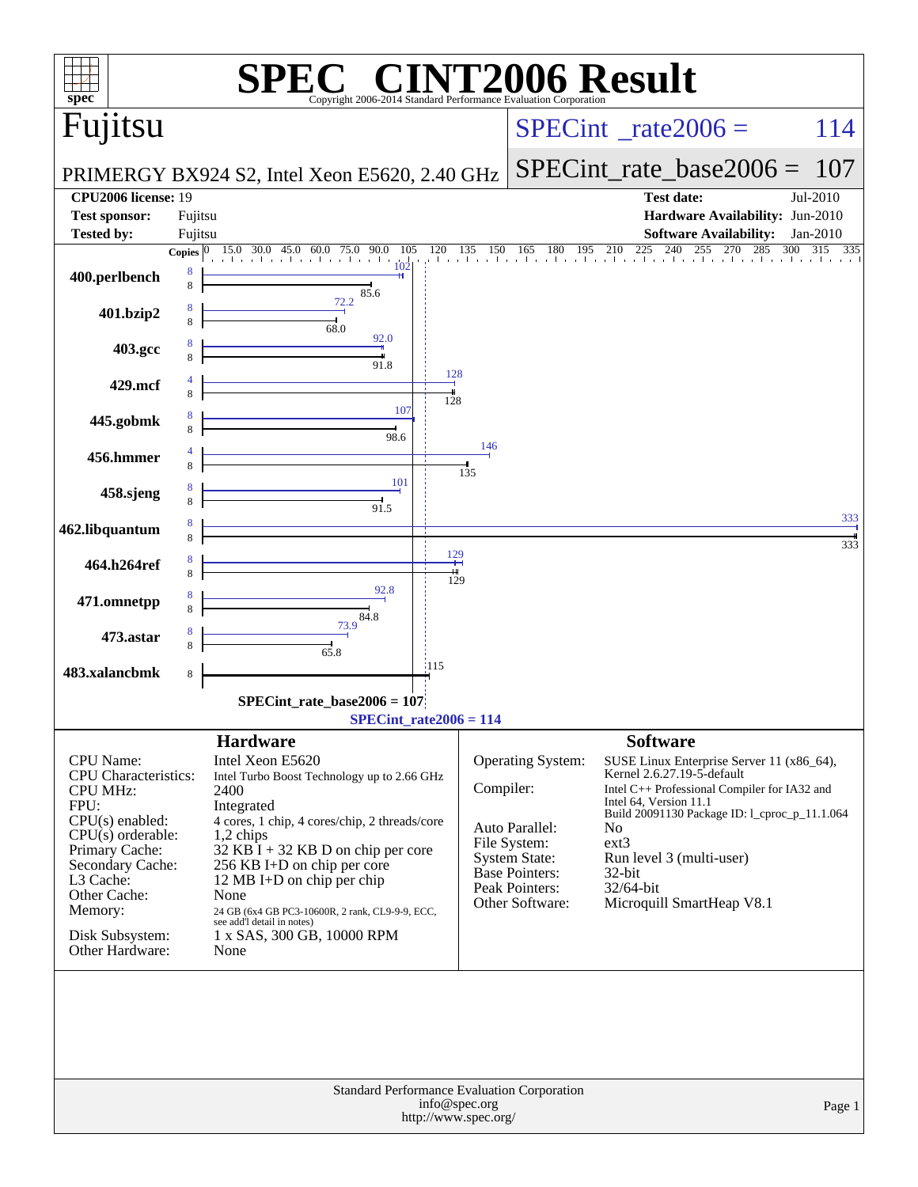# SPEC CINT2006 Result

Copyright 2006-2014 Standard Performance Evaluation Corporation

## Fujitsu

**PRIMERGY BX924 S2, Intel Xeon E5620, 2.40 GHz**

SPECint_rate2006 = 114

SPECint_rate_base2006 = 107

| | | | |
|---|---|---|---|
| **CPU2006 license:** | 19 | **Test date:** | Jul-2010 |
| **Test sponsor:** | Fujitsu | **Hardware Availability:** | Jun-2010 |
| **Tested by:** | Fujitsu | **Software Availability:** | Jan-2010 |

| Benchmark | Copies (peak) | Peak | Copies (base) | Base |
|---|---|---|---|---|
| 400.perlbench | 8 | 102 | 8 | 85.6 |
| 401.bzip2 | 8 | 72.2 | 8 | 68.0 |
| 403.gcc | 8 | 92.0 | 8 | 91.8 |
| 429.mcf | 4 | 128 | 8 | 128 |
| 445.gobmk | 8 | 107 | 8 | 98.6 |
| 456.hmmer | 4 | 146 | 8 | 135 |
| 458.sjeng | 8 | 101 | 8 | 91.5 |
| 462.libquantum | 8 | 333 | 8 | 333 |
| 464.h264ref | 8 | 129 | 8 | 129 |
| 471.omnetpp | 8 | 92.8 | 8 | 84.8 |
| 473.astar | 8 | 73.9 | 8 | 65.8 |
| 483.xalancbmk | | | 8 | 115 |

SPECint_rate_base2006 = 107

SPECint_rate2006 = 114

## Hardware

| | |
|---|---|
| CPU Name: | Intel Xeon E5620 |
| CPU Characteristics: | Intel Turbo Boost Technology up to 2.66 GHz |
| CPU MHz: | 2400 |
| FPU: | Integrated |
| CPU(s) enabled: | 4 cores, 1 chip, 4 cores/chip, 2 threads/core |
| CPU(s) orderable: | 1,2 chips |
| Primary Cache: | 32 KB I + 32 KB D on chip per core |
| Secondary Cache: | 256 KB I+D on chip per core |
| L3 Cache: | 12 MB I+D on chip per chip |
| Other Cache: | None |
| Memory: | 24 GB (6x4 GB PC3-10600R, 2 rank, CL9-9-9, ECC, see add'l detail in notes) |
| Disk Subsystem: | 1 x SAS, 300 GB, 10000 RPM |
| Other Hardware: | None |

## Software

| | |
|---|---|
| Operating System: | SUSE Linux Enterprise Server 11 (x86_64), Kernel 2.6.27.19-5-default |
| Compiler: | Intel C++ Professional Compiler for IA32 and Intel 64, Version 11.1 Build 20091130 Package ID: l_cproc_p_11.1.064 |
| Auto Parallel: | No |
| File System: | ext3 |
| System State: | Run level 3 (multi-user) |
| Base Pointers: | 32-bit |
| Peak Pointers: | 32/64-bit |
| Other Software: | Microquill SmartHeap V8.1 |

Standard Performance Evaluation Corporation
info@spec.org
http://www.spec.org/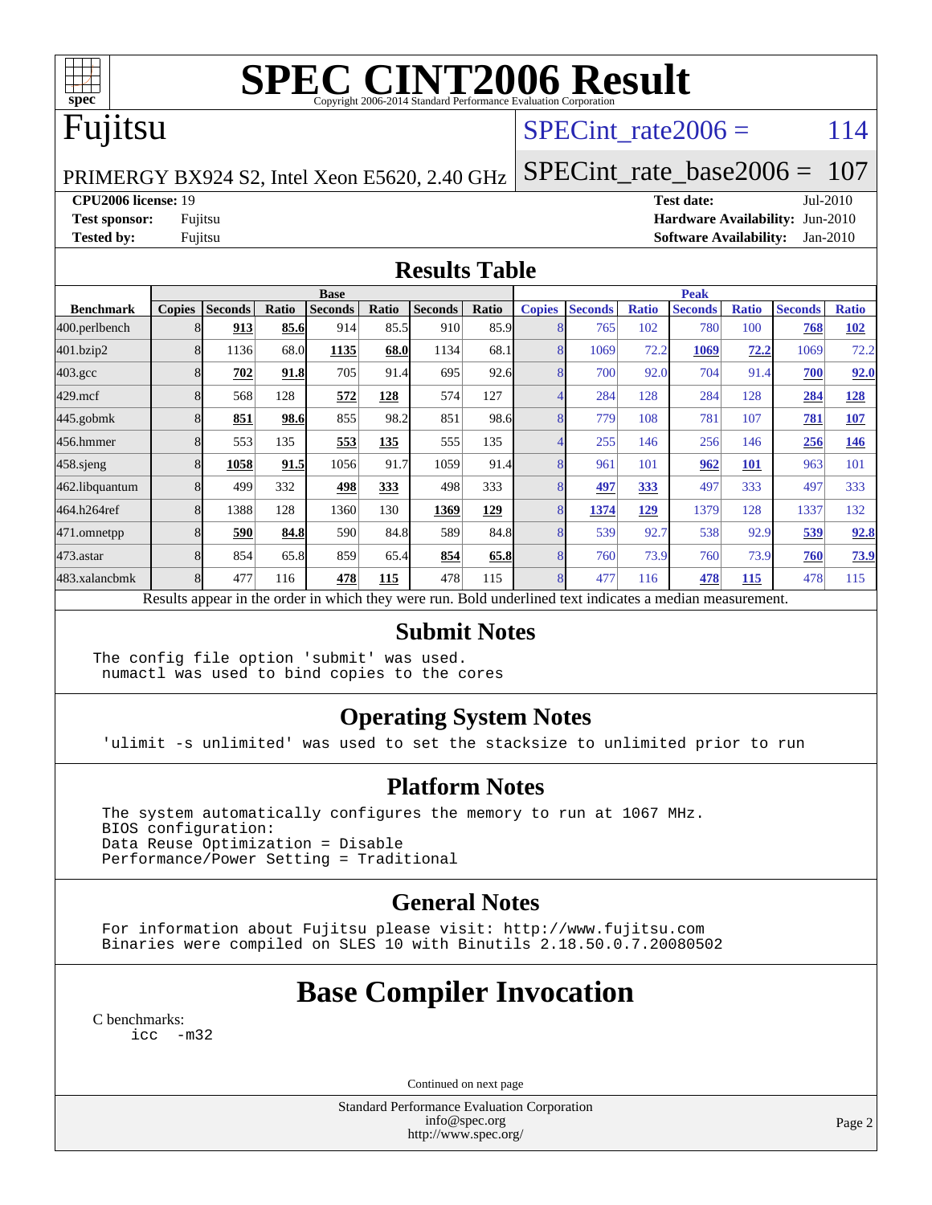# SPEC CINT2006 Result

Copyright 2006-2014 Standard Performance Evaluation Corporation

# Fujitsu

PRIMERGY BX924 S2, Intel Xeon E5620, 2.40 GHz

SPECint_rate2006 = 114

SPECint_rate_base2006 = 107

**CPU2006 license:** 19
**Test sponsor:** Fujitsu
**Tested by:** Fujitsu

**Test date:** Jul-2010
**Hardware Availability:** Jun-2010
**Software Availability:** Jan-2010

## Results Table

| | Base | | | | | | | Peak | | | | | | |
|---|---|---|---|---|---|---|---|---|---|---|---|---|---|---|
| **Benchmark** | **Copies** | **Seconds** | **Ratio** | **Seconds** | **Ratio** | **Seconds** | **Ratio** | **Copies** | **Seconds** | **Ratio** | **Seconds** | **Ratio** | **Seconds** | **Ratio** |
| 400.perlbench | 8 | **913** | **85.6** | 914 | 85.5 | 910 | 85.9 | 8 | 765 | 102 | 780 | 100 | **768** | **102** |
| 401.bzip2 | 8 | 1136 | 68.0 | **1135** | **68.0** | 1134 | 68.1 | 8 | 1069 | 72.2 | **1069** | **72.2** | 1069 | 72.2 |
| 403.gcc | 8 | **702** | **91.8** | 705 | 91.4 | 695 | 92.6 | 8 | 700 | 92.0 | 704 | 91.4 | **700** | **92.0** |
| 429.mcf | 8 | 568 | 128 | **572** | **128** | 574 | 127 | 4 | 284 | 128 | 284 | 128 | **284** | **128** |
| 445.gobmk | 8 | **851** | **98.6** | 855 | 98.2 | 851 | 98.6 | 8 | 779 | 108 | 781 | 107 | **781** | **107** |
| 456.hmmer | 8 | 553 | 135 | **553** | **135** | 555 | 135 | 4 | 255 | 146 | 256 | 146 | **256** | **146** |
| 458.sjeng | 8 | **1058** | **91.5** | 1056 | 91.7 | 1059 | 91.4 | 8 | 961 | 101 | **962** | **101** | 963 | 101 |
| 462.libquantum | 8 | 499 | 332 | **498** | **333** | 498 | 333 | 8 | **497** | **333** | 497 | 333 | 497 | 333 |
| 464.h264ref | 8 | 1388 | 128 | 1360 | 130 | **1369** | **129** | 8 | **1374** | **129** | 1379 | 128 | 1337 | 132 |
| 471.omnetpp | 8 | **590** | **84.8** | 590 | 84.8 | 589 | 84.8 | 8 | 539 | 92.7 | 538 | 92.9 | **539** | **92.8** |
| 473.astar | 8 | 854 | 65.8 | 859 | 65.4 | **854** | **65.8** | 8 | 760 | 73.9 | 760 | 73.9 | **760** | **73.9** |
| 483.xalancbmk | 8 | 477 | 116 | **478** | **115** | 478 | 115 | 8 | 477 | 116 | **478** | **115** | 478 | 115 |

Results appear in the order in which they were run. Bold underlined text indicates a median measurement.

## Submit Notes

```
The config file option 'submit' was used.
 numactl was used to bind copies to the cores
```

## Operating System Notes

```
'ulimit -s unlimited' was used to set the stacksize to unlimited prior to run
```

## Platform Notes

```
The system automatically configures the memory to run at 1067 MHz.
BIOS configuration:
Data Reuse Optimization = Disable
Performance/Power Setting = Traditional
```

## General Notes

```
For information about Fujitsu please visit: http://www.fujitsu.com
Binaries were compiled on SLES 10 with Binutils 2.18.50.0.7.20080502
```

# Base Compiler Invocation

C benchmarks:

```
icc  -m32
```

Continued on next page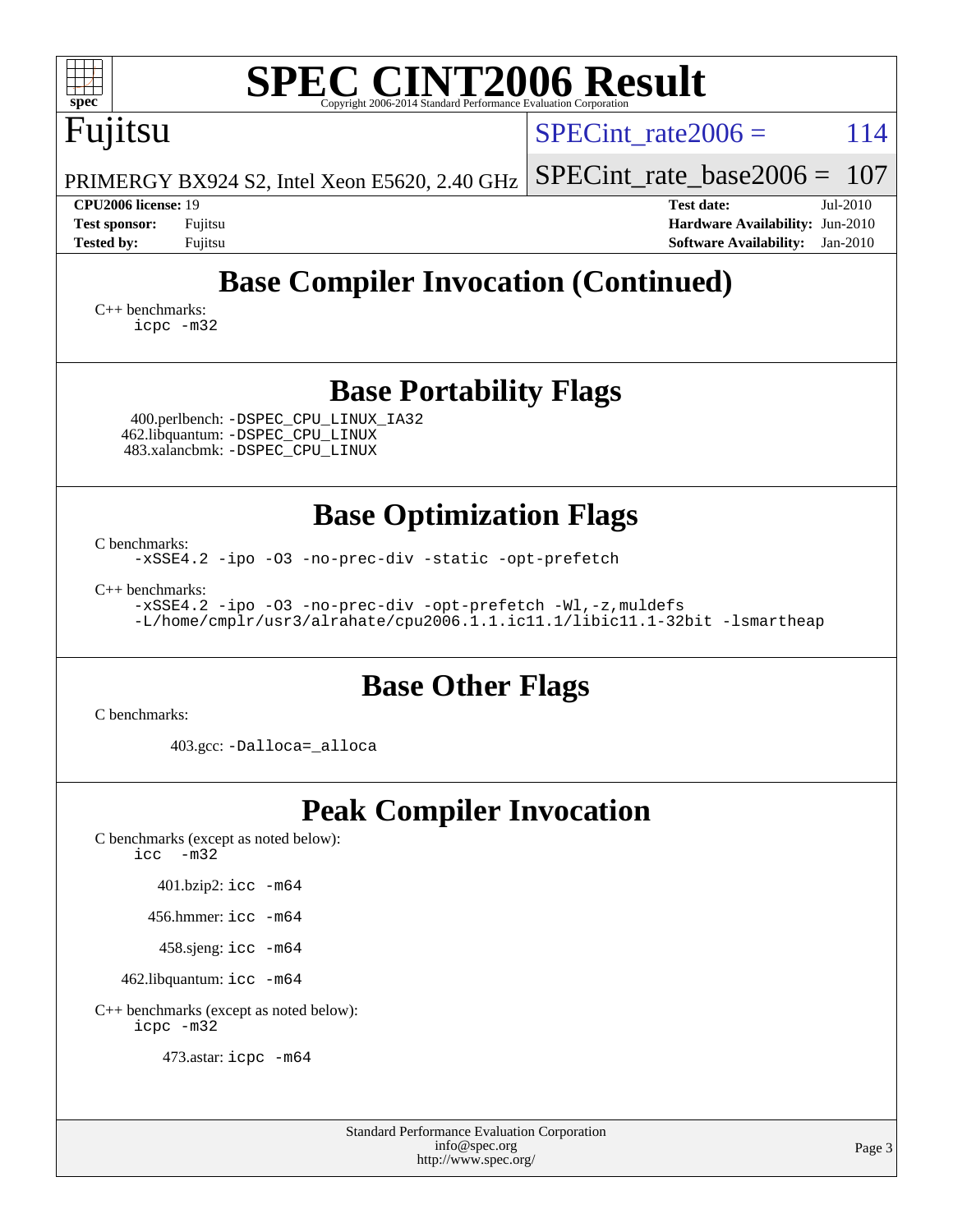# SPEC CINT2006 Result

Copyright 2006-2014 Standard Performance Evaluation Corporation

## Fujitsu

PRIMERGY BX924 S2, Intel Xeon E5620, 2.40 GHz

SPECint_rate2006 = 114

SPECint_rate_base2006 = 107

**CPU2006 license:** 19
**Test sponsor:** Fujitsu
**Tested by:** Fujitsu

**Test date:** Jul-2010
**Hardware Availability:** Jun-2010
**Software Availability:** Jan-2010

## Base Compiler Invocation (Continued)

C++ benchmarks:
```
icpc -m32
```

## Base Portability Flags

400.perlbench: `-DSPEC_CPU_LINUX_IA32`
462.libquantum: `-DSPEC_CPU_LINUX`
483.xalancbmk: `-DSPEC_CPU_LINUX`

## Base Optimization Flags

C benchmarks:
```
-xSSE4.2 -ipo -O3 -no-prec-div -static -opt-prefetch
```

C++ benchmarks:
```
-xSSE4.2 -ipo -O3 -no-prec-div -opt-prefetch -Wl,-z,muldefs
-L/home/cmplr/usr3/alrahate/cpu2006.1.1.ic11.1/libic11.1-32bit -lsmartheap
```

## Base Other Flags

C benchmarks:

403.gcc: `-Dalloca=_alloca`

## Peak Compiler Invocation

C benchmarks (except as noted below):
```
icc  -m32
```

401.bzip2: `icc -m64`

456.hmmer: `icc -m64`

458.sjeng: `icc -m64`

462.libquantum: `icc -m64`

C++ benchmarks (except as noted below):
```
icpc -m32
```

473.astar: `icpc -m64`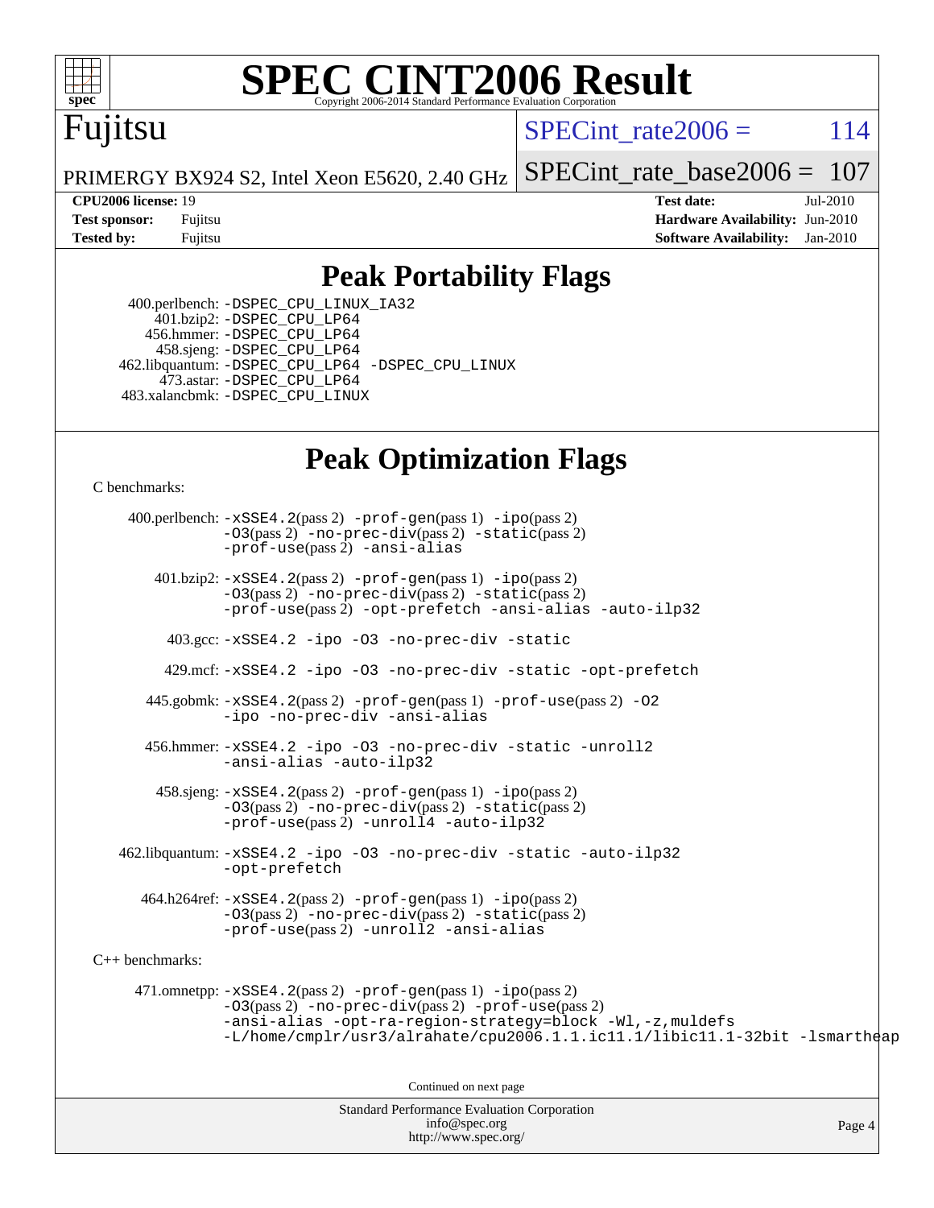# SPEC CINT2006 Result

Copyright 2006-2014 Standard Performance Evaluation Corporation

Fujitsu

PRIMERGY BX924 S2, Intel Xeon E5620, 2.40 GHz

SPECint_rate2006 = 114

SPECint_rate_base2006 = 107

**CPU2006 license:** 19
**Test sponsor:** Fujitsu
**Tested by:** Fujitsu

**Test date:** Jul-2010
**Hardware Availability:** Jun-2010
**Software Availability:** Jan-2010

## Peak Portability Flags

400.perlbench: -DSPEC_CPU_LINUX_IA32
401.bzip2: -DSPEC_CPU_LP64
456.hmmer: -DSPEC_CPU_LP64
458.sjeng: -DSPEC_CPU_LP64
462.libquantum: -DSPEC_CPU_LP64 -DSPEC_CPU_LINUX
473.astar: -DSPEC_CPU_LP64
483.xalancbmk: -DSPEC_CPU_LINUX

## Peak Optimization Flags

C benchmarks:

400.perlbench: -xSSE4.2(pass 2) -prof-gen(pass 1) -ipo(pass 2) -O3(pass 2) -no-prec-div(pass 2) -static(pass 2) -prof-use(pass 2) -ansi-alias

401.bzip2: -xSSE4.2(pass 2) -prof-gen(pass 1) -ipo(pass 2) -O3(pass 2) -no-prec-div(pass 2) -static(pass 2) -prof-use(pass 2) -opt-prefetch -ansi-alias -auto-ilp32

403.gcc: -xSSE4.2 -ipo -O3 -no-prec-div -static

429.mcf: -xSSE4.2 -ipo -O3 -no-prec-div -static -opt-prefetch

445.gobmk: -xSSE4.2(pass 2) -prof-gen(pass 1) -prof-use(pass 2) -O2 -ipo -no-prec-div -ansi-alias

456.hmmer: -xSSE4.2 -ipo -O3 -no-prec-div -static -unroll2 -ansi-alias -auto-ilp32

458.sjeng: -xSSE4.2(pass 2) -prof-gen(pass 1) -ipo(pass 2) -O3(pass 2) -no-prec-div(pass 2) -static(pass 2) -prof-use(pass 2) -unroll4 -auto-ilp32

462.libquantum: -xSSE4.2 -ipo -O3 -no-prec-div -static -auto-ilp32 -opt-prefetch

464.h264ref: -xSSE4.2(pass 2) -prof-gen(pass 1) -ipo(pass 2) -O3(pass 2) -no-prec-div(pass 2) -static(pass 2) -prof-use(pass 2) -unroll2 -ansi-alias

C++ benchmarks:

471.omnetpp: -xSSE4.2(pass 2) -prof-gen(pass 1) -ipo(pass 2) -O3(pass 2) -no-prec-div(pass 2) -prof-use(pass 2) -ansi-alias -opt-ra-region-strategy=block -Wl,-z,muldefs -L/home/cmplr/usr3/alrahate/cpu2006.1.1.ic11.1/libic11.1-32bit -lsmartheap

Continued on next page

Standard Performance Evaluation Corporation
info@spec.org
http://www.spec.org/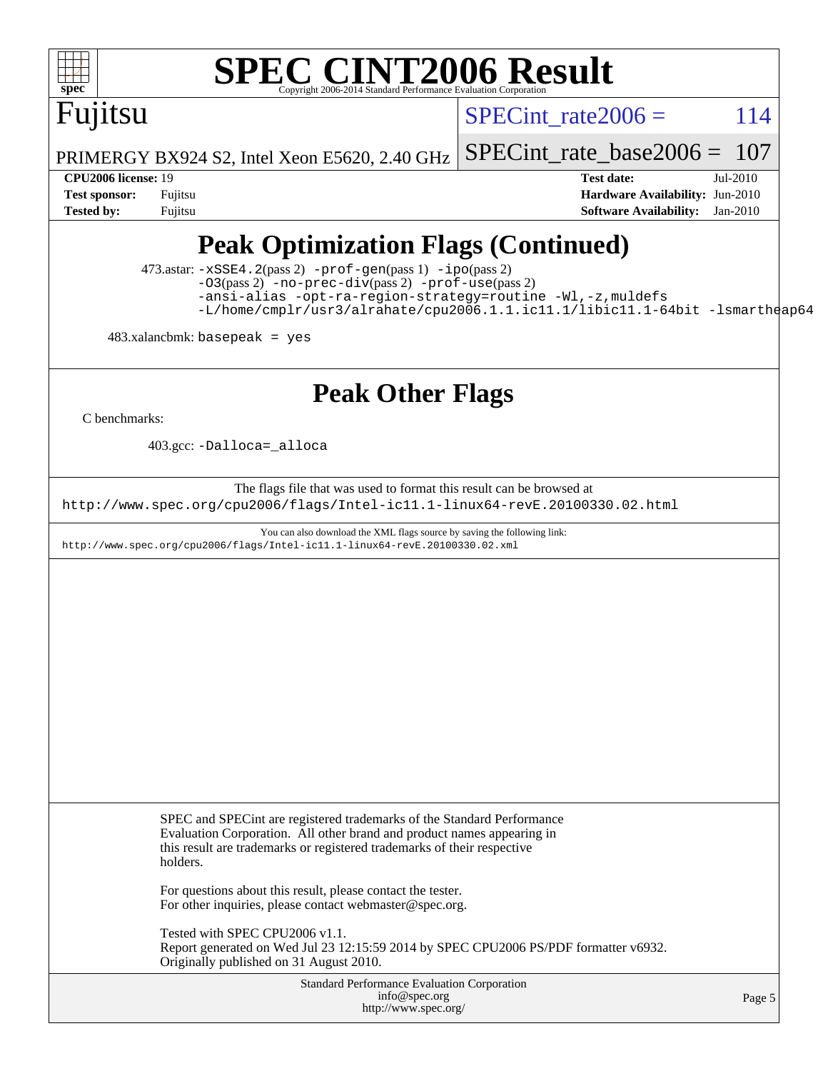# SPEC CINT2006 Result

Copyright 2006-2014 Standard Performance Evaluation Corporation

Fujitsu

PRIMERGY BX924 S2, Intel Xeon E5620, 2.40 GHz

SPECint_rate2006 = 114

SPECint_rate_base2006 = 107

**CPU2006 license:** 19
**Test sponsor:** Fujitsu
**Tested by:** Fujitsu

**Test date:** Jul-2010
**Hardware Availability:** Jun-2010
**Software Availability:** Jan-2010

## Peak Optimization Flags (Continued)

473.astar: -xSSE4.2(pass 2) -prof-gen(pass 1) -ipo(pass 2) -O3(pass 2) -no-prec-div(pass 2) -prof-use(pass 2) -ansi-alias -opt-ra-region-strategy=routine -Wl,-z,muldefs -L/home/cmplr/usr3/alrahate/cpu2006.1.1.ic11.1/libic11.1-64bit -lsmartheap64

483.xalancbmk: basepeak = yes

## Peak Other Flags

C benchmarks:

403.gcc: -Dalloca=_alloca

The flags file that was used to format this result can be browsed at
http://www.spec.org/cpu2006/flags/Intel-ic11.1-linux64-revE.20100330.02.html

You can also download the XML flags source by saving the following link:
http://www.spec.org/cpu2006/flags/Intel-ic11.1-linux64-revE.20100330.02.xml

SPEC and SPECint are registered trademarks of the Standard Performance Evaluation Corporation. All other brand and product names appearing in this result are trademarks or registered trademarks of their respective holders.

For questions about this result, please contact the tester.
For other inquiries, please contact webmaster@spec.org.

Tested with SPEC CPU2006 v1.1.
Report generated on Wed Jul 23 12:15:59 2014 by SPEC CPU2006 PS/PDF formatter v6932.
Originally published on 31 August 2010.

Standard Performance Evaluation Corporation
info@spec.org
http://www.spec.org/